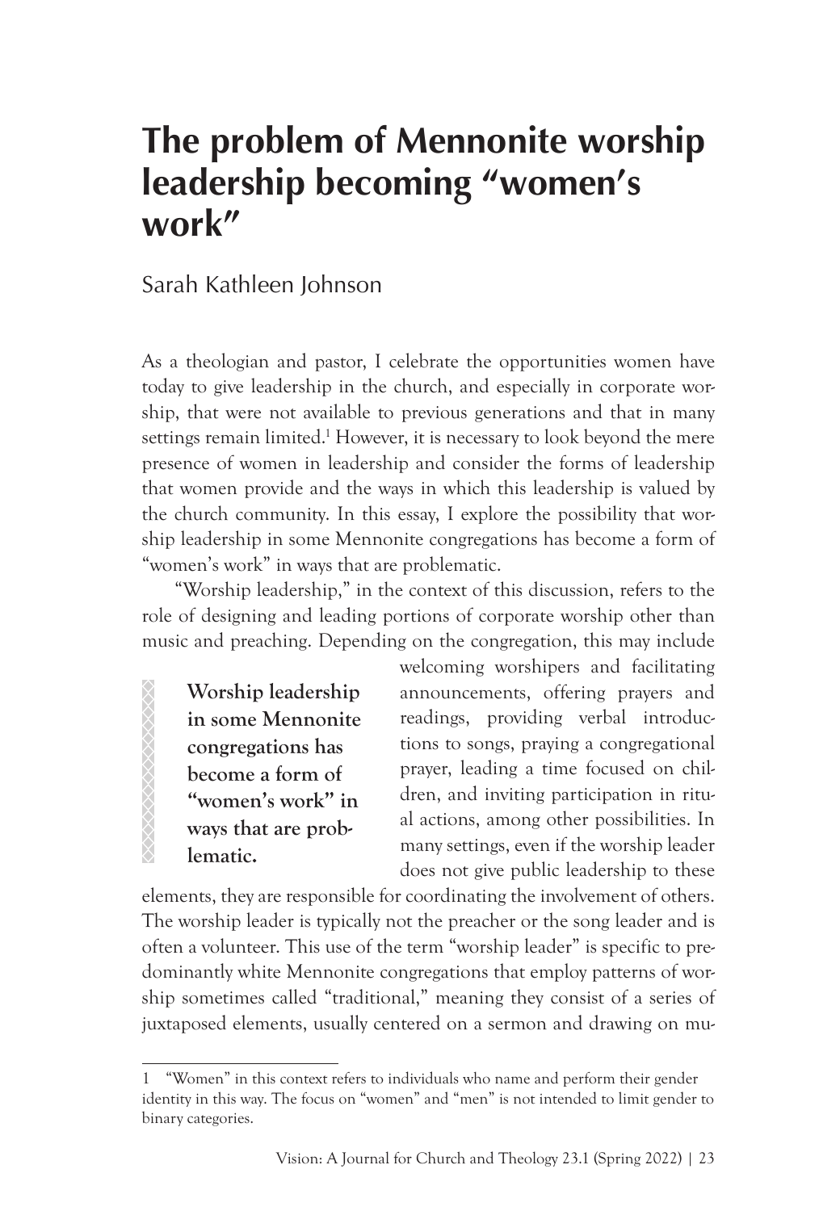# The problem of Mennonite worship leadership becoming "women's work"

Sarah Kathleen Johnson

As a theologian and pastor, I celebrate the opportunities women have today to give leadership in the church, and especially in corporate worship, that were not available to previous generations and that in many settings remain limited.[1] However, it is necessary to look beyond the mere presence of women in leadership and consider the forms of leadership that women provide and the ways in which this leadership is valued by the church community. In this essay, I explore the possibility that worship leadership in some Mennonite congregations has become a form of "women's work" in ways that are problematic.

"Worship leadership," in the context of this discussion, refers to the role of designing and leading portions of corporate worship other than music and preaching. Depending on the congregation, this may include welcoming worshipers and facilitating announcements, offering prayers and readings, providing verbal introductions to songs, praying a congregational prayer, leading a time focused on children, and inviting participation in ritual actions, among other possibilities. In many settings, even if the worship leader does not give public leadership to these elements, they are responsible for coordinating the involvement of others. The worship leader is typically not the preacher or the song leader and is often a volunteer. This use of the term "worship leader" is specific to predominantly white Mennonite congregations that employ patterns of worship sometimes called "traditional," meaning they consist of a series of juxtaposed elements, usually centered on a sermon and drawing on mu-

> **Worship leadership in some Mennonite congregations has become a form of "women's work" in ways that are problematic.**

[1] "Women" in this context refers to individuals who name and perform their gender identity in this way. The focus on "women" and "men" is not intended to limit gender to binary categories.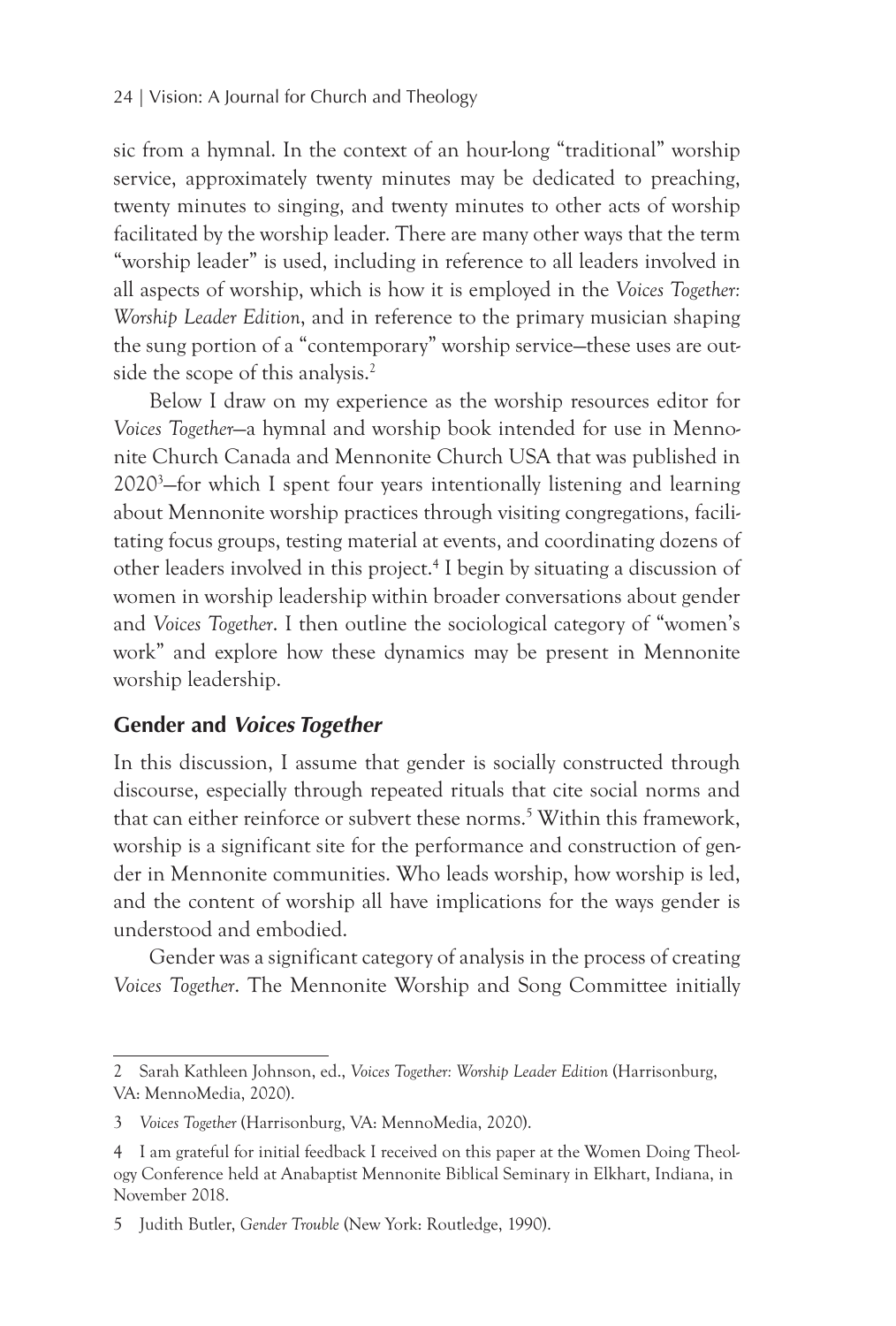sic from a hymnal. In the context of an hour-long “traditional” worship service, approximately twenty minutes may be dedicated to preaching, twenty minutes to singing, and twenty minutes to other acts of worship facilitated by the worship leader. There are many other ways that the term “worship leader” is used, including in reference to all leaders involved in all aspects of worship, which is how it is employed in the *Voices Together: Worship Leader Edition*, and in reference to the primary musician shaping the sung portion of a “contemporary” worship service—these uses are outside the scope of this analysis.[2]

Below I draw on my experience as the worship resources editor for *Voices Together*—a hymnal and worship book intended for use in Mennonite Church Canada and Mennonite Church USA that was published in 2020[3]—for which I spent four years intentionally listening and learning about Mennonite worship practices through visiting congregations, facilitating focus groups, testing material at events, and coordinating dozens of other leaders involved in this project.[4] I begin by situating a discussion of women in worship leadership within broader conversations about gender and *Voices Together*. I then outline the sociological category of “women’s work” and explore how these dynamics may be present in Mennonite worship leadership.

## Gender and *Voices Together*

In this discussion, I assume that gender is socially constructed through discourse, especially through repeated rituals that cite social norms and that can either reinforce or subvert these norms.[5] Within this framework, worship is a significant site for the performance and construction of gender in Mennonite communities. Who leads worship, how worship is led, and the content of worship all have implications for the ways gender is understood and embodied.

Gender was a significant category of analysis in the process of creating *Voices Together*. The Mennonite Worship and Song Committee initially

---

2 Sarah Kathleen Johnson, ed., *Voices Together: Worship Leader Edition* (Harrisonburg, VA: MennoMedia, 2020).

3 *Voices Together* (Harrisonburg, VA: MennoMedia, 2020).

4 I am grateful for initial feedback I received on this paper at the Women Doing Theology Conference held at Anabaptist Mennonite Biblical Seminary in Elkhart, Indiana, in November 2018.

5 Judith Butler, *Gender Trouble* (New York: Routledge, 1990).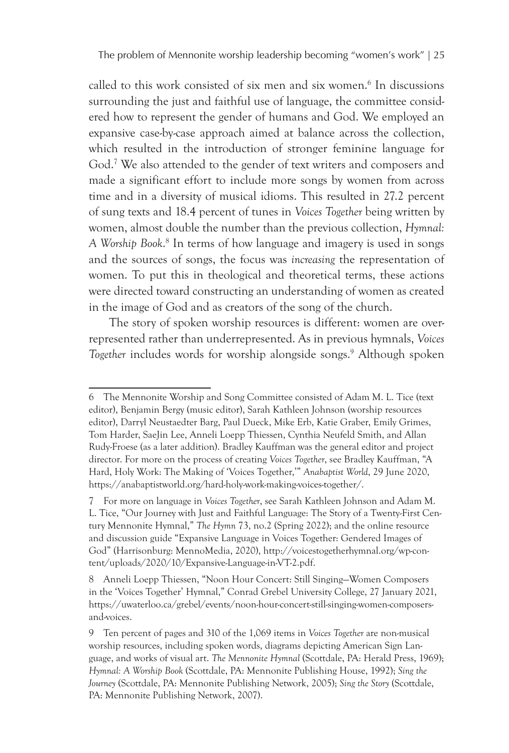called to this work consisted of six men and six women.[6] In discussions surrounding the just and faithful use of language, the committee considered how to represent the gender of humans and God. We employed an expansive case-by-case approach aimed at balance across the collection, which resulted in the introduction of stronger feminine language for God.[7] We also attended to the gender of text writers and composers and made a significant effort to include more songs by women from across time and in a diversity of musical idioms. This resulted in 27.2 percent of sung texts and 18.4 percent of tunes in *Voices Together* being written by women, almost double the number than the previous collection, *Hymnal: A Worship Book*.[8] In terms of how language and imagery is used in songs and the sources of songs, the focus was *increasing* the representation of women. To put this in theological and theoretical terms, these actions were directed toward constructing an understanding of women as created in the image of God and as creators of the song of the church.

The story of spoken worship resources is different: women are overrepresented rather than underrepresented. As in previous hymnals, *Voices Together* includes words for worship alongside songs.[9] Although spoken

---

6 The Mennonite Worship and Song Committee consisted of Adam M. L. Tice (text editor), Benjamin Bergy (music editor), Sarah Kathleen Johnson (worship resources editor), Darryl Neustaedter Barg, Paul Dueck, Mike Erb, Katie Graber, Emily Grimes, Tom Harder, SaeJin Lee, Anneli Loepp Thiessen, Cynthia Neufeld Smith, and Allan Rudy-Froese (as a later addition). Bradley Kauffman was the general editor and project director. For more on the process of creating *Voices Together*, see Bradley Kauffman, "A Hard, Holy Work: The Making of 'Voices Together,'" *Anabaptist World*, 29 June 2020, https://anabaptistworld.org/hard-holy-work-making-voices-together/.

7 For more on language in *Voices Together*, see Sarah Kathleen Johnson and Adam M. L. Tice, "Our Journey with Just and Faithful Language: The Story of a Twenty-First Century Mennonite Hymnal," *The Hymn* 73, no.2 (Spring 2022); and the online resource and discussion guide "Expansive Language in Voices Together: Gendered Images of God" (Harrisonburg: MennoMedia, 2020), http://voicestogetherhymnal.org/wp-content/uploads/2020/10/Expansive-Language-in-VT-2.pdf.

8 Anneli Loepp Thiessen, "Noon Hour Concert: Still Singing—Women Composers in the 'Voices Together' Hymnal," Conrad Grebel University College, 27 January 2021, https://uwaterloo.ca/grebel/events/noon-hour-concert-still-singing-women-composers-and-voices.

9 Ten percent of pages and 310 of the 1,069 items in *Voices Together* are non-musical worship resources, including spoken words, diagrams depicting American Sign Language, and works of visual art. *The Mennonite Hymnal* (Scottdale, PA: Herald Press, 1969); *Hymnal: A Worship Book* (Scottdale, PA: Mennonite Publishing House, 1992); *Sing the Journey* (Scottdale, PA: Mennonite Publishing Network, 2005); *Sing the Story* (Scottdale, PA: Mennonite Publishing Network, 2007).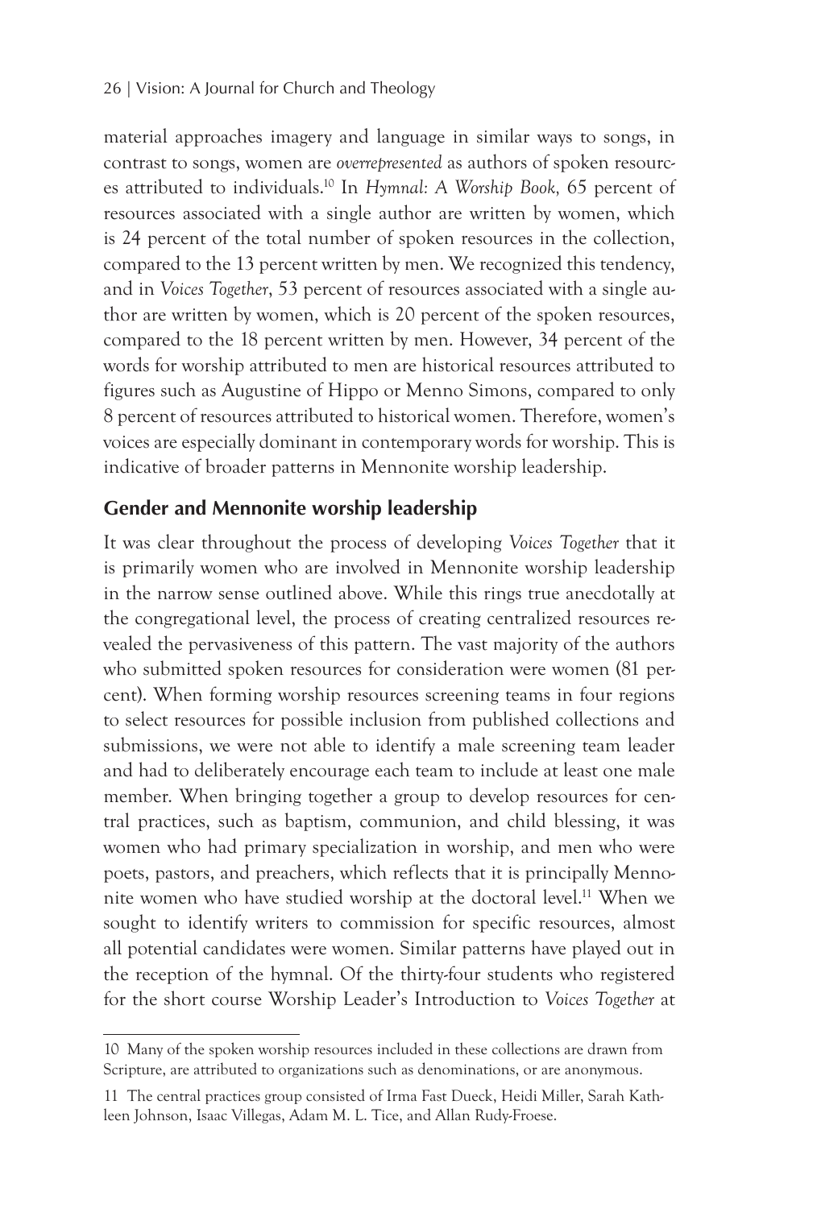material approaches imagery and language in similar ways to songs, in contrast to songs, women are *overrepresented* as authors of spoken resources attributed to individuals.[10] In *Hymnal: A Worship Book,* 65 percent of resources associated with a single author are written by women, which is 24 percent of the total number of spoken resources in the collection, compared to the 13 percent written by men. We recognized this tendency, and in *Voices Together*, 53 percent of resources associated with a single author are written by women, which is 20 percent of the spoken resources, compared to the 18 percent written by men. However, 34 percent of the words for worship attributed to men are historical resources attributed to figures such as Augustine of Hippo or Menno Simons, compared to only 8 percent of resources attributed to historical women. Therefore, women's voices are especially dominant in contemporary words for worship. This is indicative of broader patterns in Mennonite worship leadership.

## Gender and Mennonite worship leadership

It was clear throughout the process of developing *Voices Together* that it is primarily women who are involved in Mennonite worship leadership in the narrow sense outlined above. While this rings true anecdotally at the congregational level, the process of creating centralized resources revealed the pervasiveness of this pattern. The vast majority of the authors who submitted spoken resources for consideration were women (81 percent). When forming worship resources screening teams in four regions to select resources for possible inclusion from published collections and submissions, we were not able to identify a male screening team leader and had to deliberately encourage each team to include at least one male member. When bringing together a group to develop resources for central practices, such as baptism, communion, and child blessing, it was women who had primary specialization in worship, and men who were poets, pastors, and preachers, which reflects that it is principally Mennonite women who have studied worship at the doctoral level.[11] When we sought to identify writers to commission for specific resources, almost all potential candidates were women. Similar patterns have played out in the reception of the hymnal. Of the thirty-four students who registered for the short course Worship Leader's Introduction to *Voices Together* at

---

10 Many of the spoken worship resources included in these collections are drawn from Scripture, are attributed to organizations such as denominations, or are anonymous.

11 The central practices group consisted of Irma Fast Dueck, Heidi Miller, Sarah Kathleen Johnson, Isaac Villegas, Adam M. L. Tice, and Allan Rudy-Froese.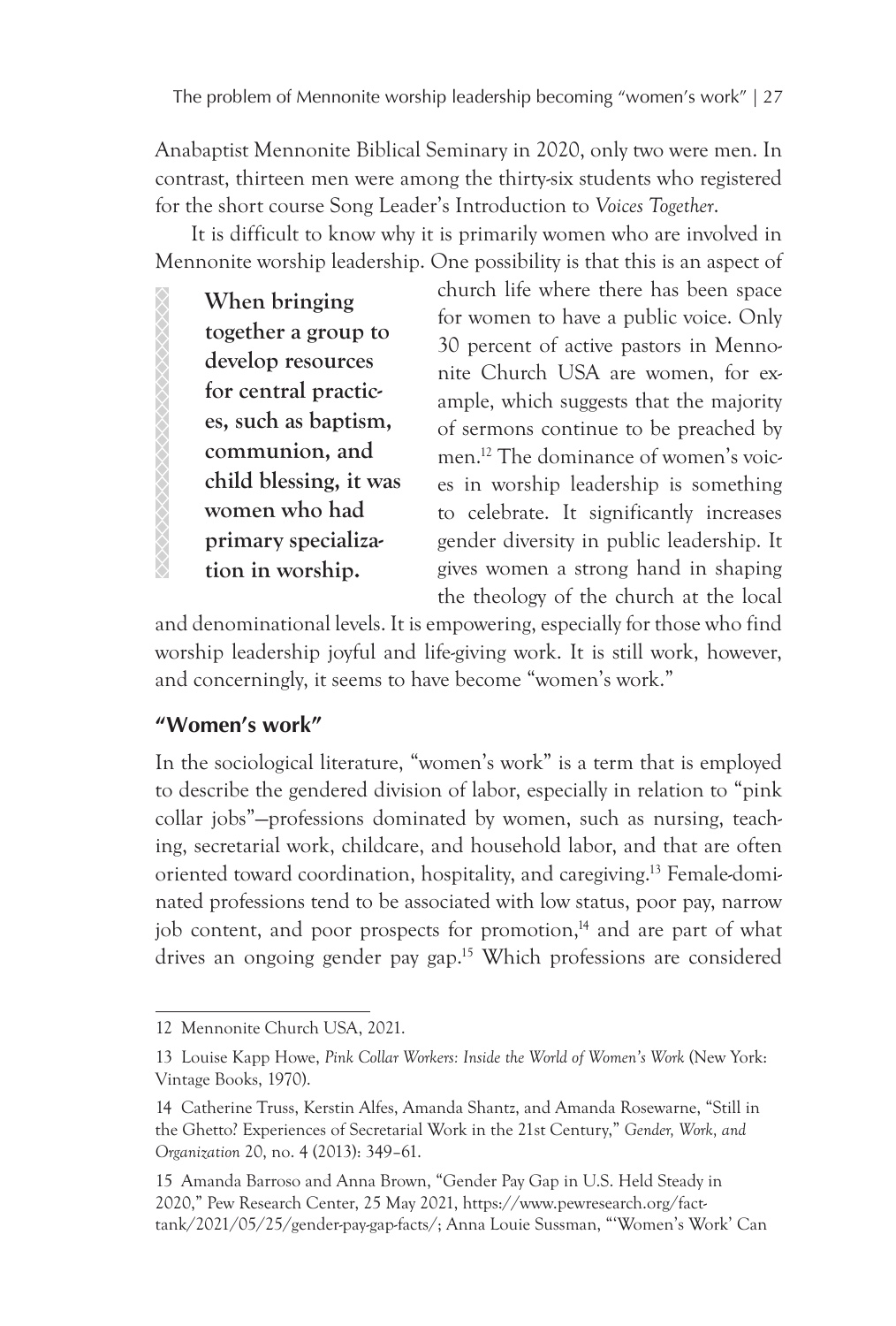Anabaptist Mennonite Biblical Seminary in 2020, only two were men. In contrast, thirteen men were among the thirty-six students who registered for the short course Song Leader's Introduction to *Voices Together*.

It is difficult to know why it is primarily women who are involved in Mennonite worship leadership. One possibility is that this is an aspect of church life where there has been space for women to have a public voice. Only 30 percent of active pastors in Mennonite Church USA are women, for example, which suggests that the majority of sermons continue to be preached by men.[12] The dominance of women's voices in worship leadership is something to celebrate. It significantly increases gender diversity in public leadership. It gives women a strong hand in shaping the theology of the church at the local and denominational levels. It is empowering, especially for those who find worship leadership joyful and life-giving work. It is still work, however, and concerningly, it seems to have become "women's work."

> **When bringing together a group to develop resources for central practices, such as baptism, communion, and child blessing, it was women who had primary specialization in worship.**

## "Women's work"

In the sociological literature, "women's work" is a term that is employed to describe the gendered division of labor, especially in relation to "pink collar jobs"—professions dominated by women, such as nursing, teaching, secretarial work, childcare, and household labor, and that are often oriented toward coordination, hospitality, and caregiving.[13] Female-dominated professions tend to be associated with low status, poor pay, narrow job content, and poor prospects for promotion,[14] and are part of what drives an ongoing gender pay gap.[15] Which professions are considered

---

12 Mennonite Church USA, 2021.

13 Louise Kapp Howe, *Pink Collar Workers: Inside the World of Women's Work* (New York: Vintage Books, 1970).

14 Catherine Truss, Kerstin Alfes, Amanda Shantz, and Amanda Rosewarne, "Still in the Ghetto? Experiences of Secretarial Work in the 21st Century," *Gender, Work, and Organization* 20, no. 4 (2013): 349–61.

15 Amanda Barroso and Anna Brown, "Gender Pay Gap in U.S. Held Steady in 2020," Pew Research Center, 25 May 2021, https://www.pewresearch.org/fact-tank/2021/05/25/gender-pay-gap-facts/; Anna Louie Sussman, "'Women's Work' Can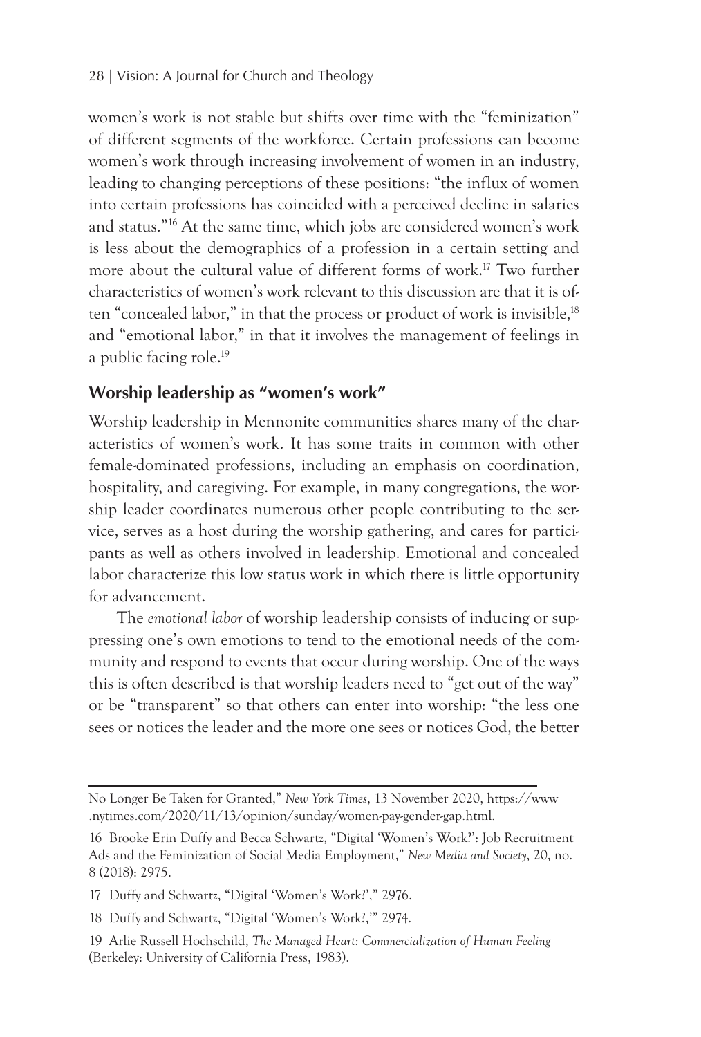women's work is not stable but shifts over time with the "feminization" of different segments of the workforce. Certain professions can become women's work through increasing involvement of women in an industry, leading to changing perceptions of these positions: "the influx of women into certain professions has coincided with a perceived decline in salaries and status."[16] At the same time, which jobs are considered women's work is less about the demographics of a profession in a certain setting and more about the cultural value of different forms of work.[17] Two further characteristics of women's work relevant to this discussion are that it is often "concealed labor," in that the process or product of work is invisible,[18] and "emotional labor," in that it involves the management of feelings in a public facing role.[19]

## Worship leadership as "women's work"

Worship leadership in Mennonite communities shares many of the characteristics of women's work. It has some traits in common with other female-dominated professions, including an emphasis on coordination, hospitality, and caregiving. For example, in many congregations, the worship leader coordinates numerous other people contributing to the service, serves as a host during the worship gathering, and cares for participants as well as others involved in leadership. Emotional and concealed labor characterize this low status work in which there is little opportunity for advancement.

The *emotional labor* of worship leadership consists of inducing or suppressing one's own emotions to tend to the emotional needs of the community and respond to events that occur during worship. One of the ways this is often described is that worship leaders need to "get out of the way" or be "transparent" so that others can enter into worship: "the less one sees or notices the leader and the more one sees or notices God, the better

---

No Longer Be Taken for Granted," *New York Times*, 13 November 2020, https://www.nytimes.com/2020/11/13/opinion/sunday/women-pay-gender-gap.html.

16 Brooke Erin Duffy and Becca Schwartz, "Digital 'Women's Work?': Job Recruitment Ads and the Feminization of Social Media Employment," *New Media and Society*, 20, no. 8 (2018): 2975.

17 Duffy and Schwartz, "Digital 'Women's Work?'," 2976.

18 Duffy and Schwartz, "Digital 'Women's Work?,'" 2974.

19 Arlie Russell Hochschild, *The Managed Heart: Commercialization of Human Feeling* (Berkeley: University of California Press, 1983).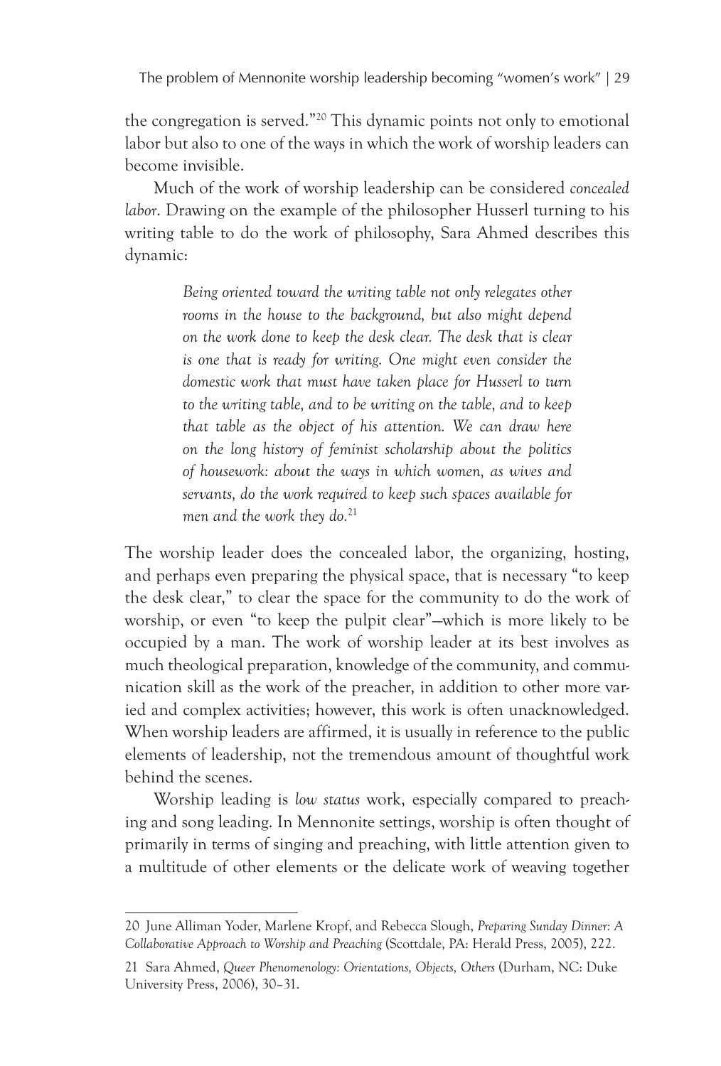the congregation is served."[20] This dynamic points not only to emotional labor but also to one of the ways in which the work of worship leaders can become invisible.

Much of the work of worship leadership can be considered *concealed labor*. Drawing on the example of the philosopher Husserl turning to his writing table to do the work of philosophy, Sara Ahmed describes this dynamic:

> *Being oriented toward the writing table not only relegates other rooms in the house to the background, but also might depend on the work done to keep the desk clear. The desk that is clear is one that is ready for writing. One might even consider the domestic work that must have taken place for Husserl to turn to the writing table, and to be writing on the table, and to keep that table as the object of his attention. We can draw here on the long history of feminist scholarship about the politics of housework: about the ways in which women, as wives and servants, do the work required to keep such spaces available for men and the work they do.*[21]

The worship leader does the concealed labor, the organizing, hosting, and perhaps even preparing the physical space, that is necessary "to keep the desk clear," to clear the space for the community to do the work of worship, or even "to keep the pulpit clear"—which is more likely to be occupied by a man. The work of worship leader at its best involves as much theological preparation, knowledge of the community, and communication skill as the work of the preacher, in addition to other more varied and complex activities; however, this work is often unacknowledged. When worship leaders are affirmed, it is usually in reference to the public elements of leadership, not the tremendous amount of thoughtful work behind the scenes.

Worship leading is *low status* work, especially compared to preaching and song leading. In Mennonite settings, worship is often thought of primarily in terms of singing and preaching, with little attention given to a multitude of other elements or the delicate work of weaving together

---

20 June Alliman Yoder, Marlene Kropf, and Rebecca Slough, *Preparing Sunday Dinner: A Collaborative Approach to Worship and Preaching* (Scottdale, PA: Herald Press, 2005), 222.

21 Sara Ahmed, *Queer Phenomenology: Orientations, Objects, Others* (Durham, NC: Duke University Press, 2006), 30–31.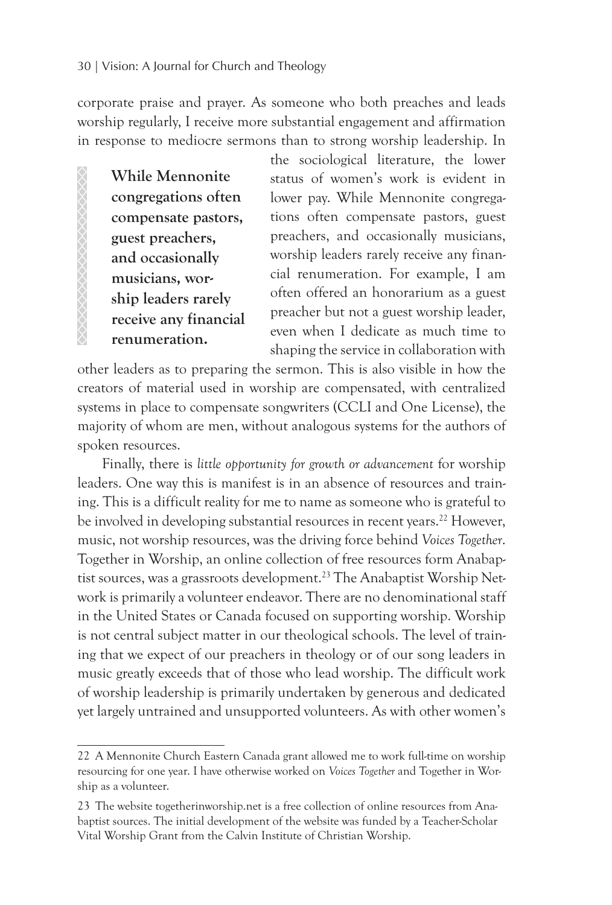corporate praise and prayer. As someone who both preaches and leads worship regularly, I receive more substantial engagement and affirmation in response to mediocre sermons than to strong worship leadership. In the sociological literature, the lower status of women's work is evident in lower pay. While Mennonite congregations often compensate pastors, guest preachers, and occasionally musicians, worship leaders rarely receive any financial renumeration. For example, I am often offered an honorarium as a guest preacher but not a guest worship leader, even when I dedicate as much time to shaping the service in collaboration with other leaders as to preparing the sermon. This is also visible in how the creators of material used in worship are compensated, with centralized systems in place to compensate songwriters (CCLI and One License), the majority of whom are men, without analogous systems for the authors of spoken resources.

> **While Mennonite congregations often compensate pastors, guest preachers, and occasionally musicians, worship leaders rarely receive any financial renumeration.**

Finally, there is *little opportunity for growth or advancement* for worship leaders. One way this is manifest is in an absence of resources and training. This is a difficult reality for me to name as someone who is grateful to be involved in developing substantial resources in recent years.[22] However, music, not worship resources, was the driving force behind *Voices Together*. Together in Worship, an online collection of free resources form Anabaptist sources, was a grassroots development.[23] The Anabaptist Worship Network is primarily a volunteer endeavor. There are no denominational staff in the United States or Canada focused on supporting worship. Worship is not central subject matter in our theological schools. The level of training that we expect of our preachers in theology or of our song leaders in music greatly exceeds that of those who lead worship. The difficult work of worship leadership is primarily undertaken by generous and dedicated yet largely untrained and unsupported volunteers. As with other women's

---

22 A Mennonite Church Eastern Canada grant allowed me to work full-time on worship resourcing for one year. I have otherwise worked on *Voices Together* and Together in Worship as a volunteer.

23 The website togetherinworship.net is a free collection of online resources from Anabaptist sources. The initial development of the website was funded by a Teacher-Scholar Vital Worship Grant from the Calvin Institute of Christian Worship.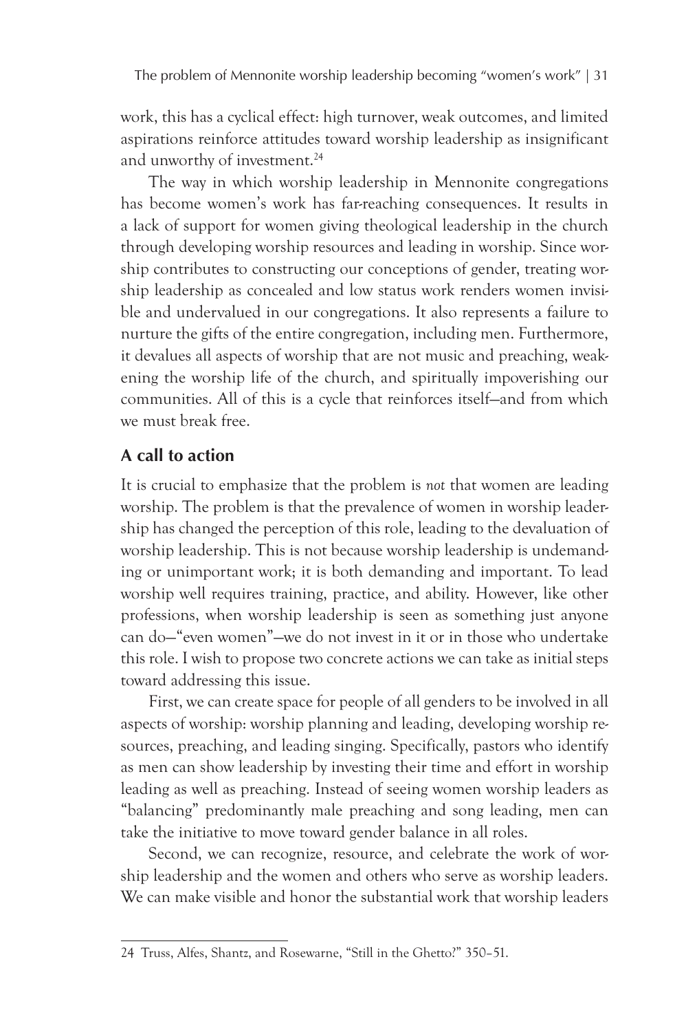work, this has a cyclical effect: high turnover, weak outcomes, and limited aspirations reinforce attitudes toward worship leadership as insignificant and unworthy of investment.[24]

The way in which worship leadership in Mennonite congregations has become women's work has far-reaching consequences. It results in a lack of support for women giving theological leadership in the church through developing worship resources and leading in worship. Since worship contributes to constructing our conceptions of gender, treating worship leadership as concealed and low status work renders women invisible and undervalued in our congregations. It also represents a failure to nurture the gifts of the entire congregation, including men. Furthermore, it devalues all aspects of worship that are not music and preaching, weakening the worship life of the church, and spiritually impoverishing our communities. All of this is a cycle that reinforces itself—and from which we must break free.

## A call to action

It is crucial to emphasize that the problem is *not* that women are leading worship. The problem is that the prevalence of women in worship leadership has changed the perception of this role, leading to the devaluation of worship leadership. This is not because worship leadership is undemanding or unimportant work; it is both demanding and important. To lead worship well requires training, practice, and ability. However, like other professions, when worship leadership is seen as something just anyone can do—"even women"—we do not invest in it or in those who undertake this role. I wish to propose two concrete actions we can take as initial steps toward addressing this issue.

First, we can create space for people of all genders to be involved in all aspects of worship: worship planning and leading, developing worship resources, preaching, and leading singing. Specifically, pastors who identify as men can show leadership by investing their time and effort in worship leading as well as preaching. Instead of seeing women worship leaders as "balancing" predominantly male preaching and song leading, men can take the initiative to move toward gender balance in all roles.

Second, we can recognize, resource, and celebrate the work of worship leadership and the women and others who serve as worship leaders. We can make visible and honor the substantial work that worship leaders

---

24 Truss, Alfes, Shantz, and Rosewarne, "Still in the Ghetto?" 350–51.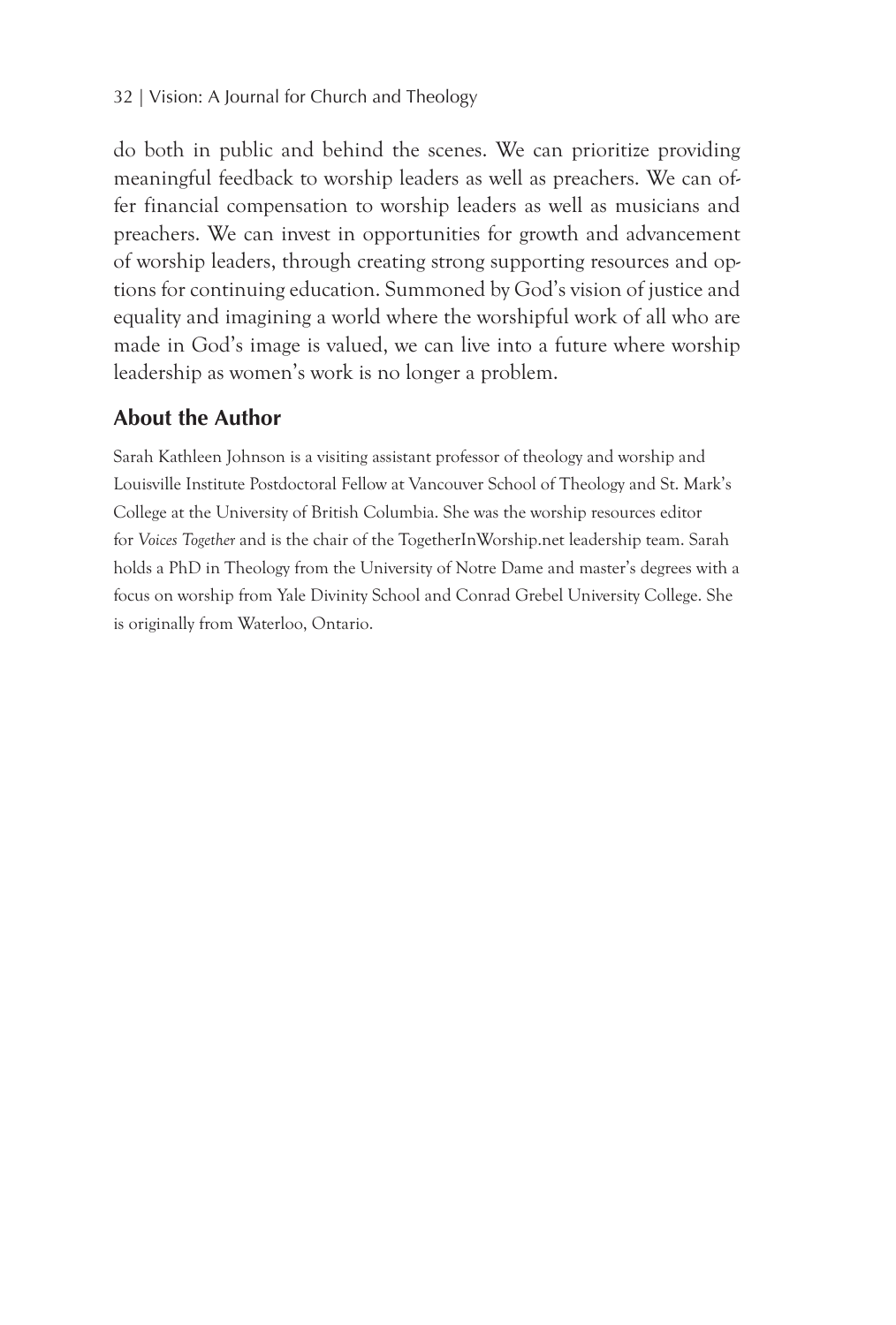do both in public and behind the scenes. We can prioritize providing meaningful feedback to worship leaders as well as preachers. We can offer financial compensation to worship leaders as well as musicians and preachers. We can invest in opportunities for growth and advancement of worship leaders, through creating strong supporting resources and options for continuing education. Summoned by God's vision of justice and equality and imagining a world where the worshipful work of all who are made in God's image is valued, we can live into a future where worship leadership as women's work is no longer a problem.

## About the Author

Sarah Kathleen Johnson is a visiting assistant professor of theology and worship and Louisville Institute Postdoctoral Fellow at Vancouver School of Theology and St. Mark's College at the University of British Columbia. She was the worship resources editor for *Voices Together* and is the chair of the TogetherInWorship.net leadership team. Sarah holds a PhD in Theology from the University of Notre Dame and master's degrees with a focus on worship from Yale Divinity School and Conrad Grebel University College. She is originally from Waterloo, Ontario.